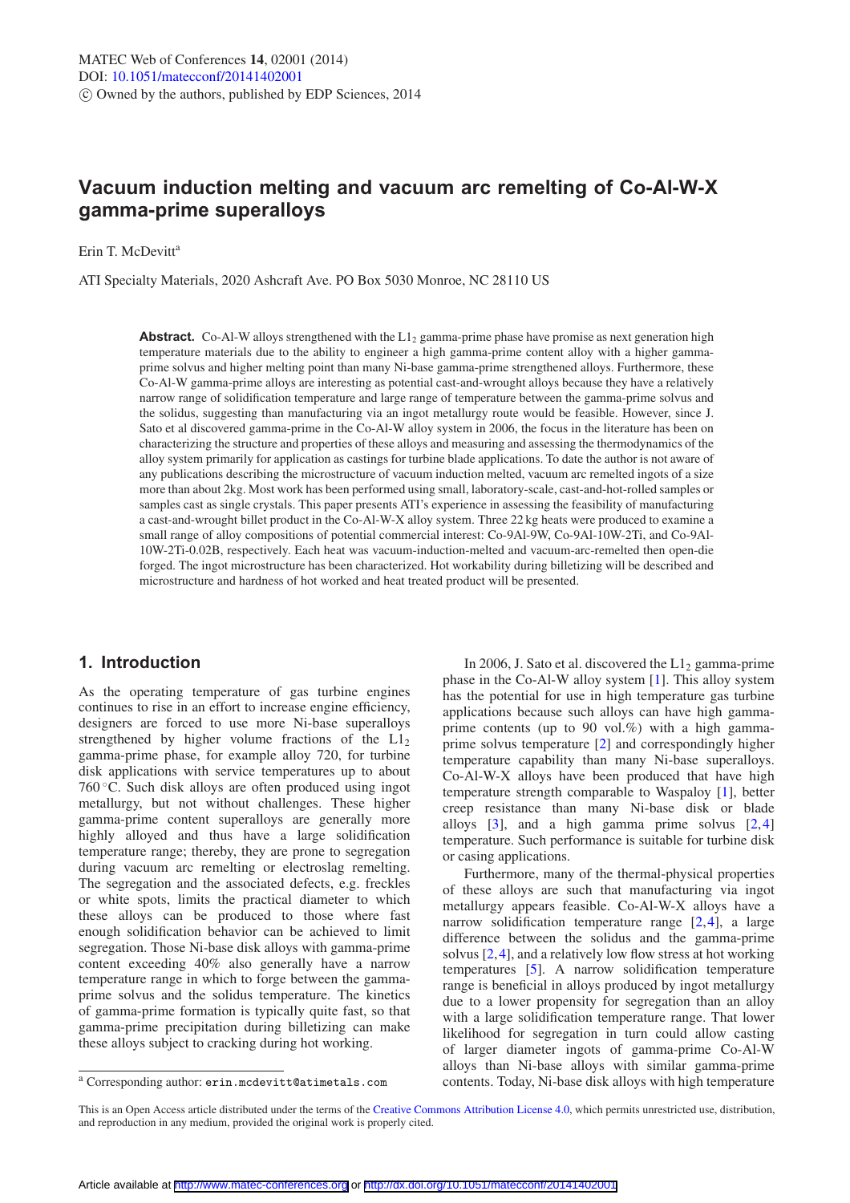MATEC Web of Conferences **14**, 02001 (2014)
DOI: 10.1051/matecconf/20141402001
© Owned by the authors, published by EDP Sciences, 2014

# Vacuum induction melting and vacuum arc remelting of Co-Al-W-X gamma-prime superalloys

Erin T. McDevitt[a]

ATI Specialty Materials, 2020 Ashcraft Ave. PO Box 5030 Monroe, NC 28110 US

**Abstract.** Co-Al-W alloys strengthened with the $L1_2$ gamma-prime phase have promise as next generation high temperature materials due to the ability to engineer a high gamma-prime content alloy with a higher gamma-prime solvus and higher melting point than many Ni-base gamma-prime strengthened alloys. Furthermore, these Co-Al-W gamma-prime alloys are interesting as potential cast-and-wrought alloys because they have a relatively narrow range of solidification temperature and large range of temperature between the gamma-prime solvus and the solidus, suggesting than manufacturing via an ingot metallurgy route would be feasible. However, since J. Sato et al discovered gamma-prime in the Co-Al-W alloy system in 2006, the focus in the literature has been on characterizing the structure and properties of these alloys and measuring and assessing the thermodynamics of the alloy system primarily for application as castings for turbine blade applications. To date the author is not aware of any publications describing the microstructure of vacuum induction melted, vacuum arc remelted ingots of a size more than about 2kg. Most work has been performed using small, laboratory-scale, cast-and-hot-rolled samples or samples cast as single crystals. This paper presents ATI's experience in assessing the feasibility of manufacturing a cast-and-wrought billet product in the Co-Al-W-X alloy system. Three 22 kg heats were produced to examine a small range of alloy compositions of potential commercial interest: Co-9Al-9W, Co-9Al-10W-2Ti, and Co-9Al-10W-2Ti-0.02B, respectively. Each heat was vacuum-induction-melted and vacuum-arc-remelted then open-die forged. The ingot microstructure has been characterized. Hot workability during billetizing will be described and microstructure and hardness of hot worked and heat treated product will be presented.

## 1. Introduction

As the operating temperature of gas turbine engines continues to rise in an effort to increase engine efficiency, designers are forced to use more Ni-base superalloys strengthened by higher volume fractions of the $L1_2$ gamma-prime phase, for example alloy 720, for turbine disk applications with service temperatures up to about 760 °C. Such disk alloys are often produced using ingot metallurgy, but not without challenges. These higher gamma-prime content superalloys are generally more highly alloyed and thus have a large solidification temperature range; thereby, they are prone to segregation during vacuum arc remelting or electroslag remelting. The segregation and the associated defects, e.g. freckles or white spots, limits the practical diameter to which these alloys can be produced to those where fast enough solidification behavior can be achieved to limit segregation. Those Ni-base disk alloys with gamma-prime content exceeding 40% also generally have a narrow temperature range in which to forge between the gamma-prime solvus and the solidus temperature. The kinetics of gamma-prime formation is typically quite fast, so that gamma-prime precipitation during billetizing can make these alloys subject to cracking during hot working.

In 2006, J. Sato et al. discovered the $L1_2$ gamma-prime phase in the Co-Al-W alloy system [1]. This alloy system has the potential for use in high temperature gas turbine applications because such alloys can have high gamma-prime contents (up to 90 vol.%) with a high gamma-prime solvus temperature [2] and correspondingly higher temperature capability than many Ni-base superalloys. Co-Al-W-X alloys have been produced that have high temperature strength comparable to Waspaloy [1], better creep resistance than many Ni-base disk or blade alloys [3], and a high gamma prime solvus [2,4] temperature. Such performance is suitable for turbine disk or casing applications.

Furthermore, many of the thermal-physical properties of these alloys are such that manufacturing via ingot metallurgy appears feasible. Co-Al-W-X alloys have a narrow solidification temperature range [2,4], a large difference between the solidus and the gamma-prime solvus [2,4], and a relatively low flow stress at hot working temperatures [5]. A narrow solidification temperature range is beneficial in alloys produced by ingot metallurgy due to a lower propensity for segregation than an alloy with a large solidification temperature range. That lower likelihood for segregation in turn could allow casting of larger diameter ingots of gamma-prime Co-Al-W alloys than Ni-base alloys with similar gamma-prime contents. Today, Ni-base disk alloys with high temperature

[a] Corresponding author: erin.mcdevitt@atimetals.com

This is an Open Access article distributed under the terms of the Creative Commons Attribution License 4.0, which permits unrestricted use, distribution, and reproduction in any medium, provided the original work is properly cited.

Article available at http://www.matec-conferences.org or http://dx.doi.org/10.1051/matecconf/20141402001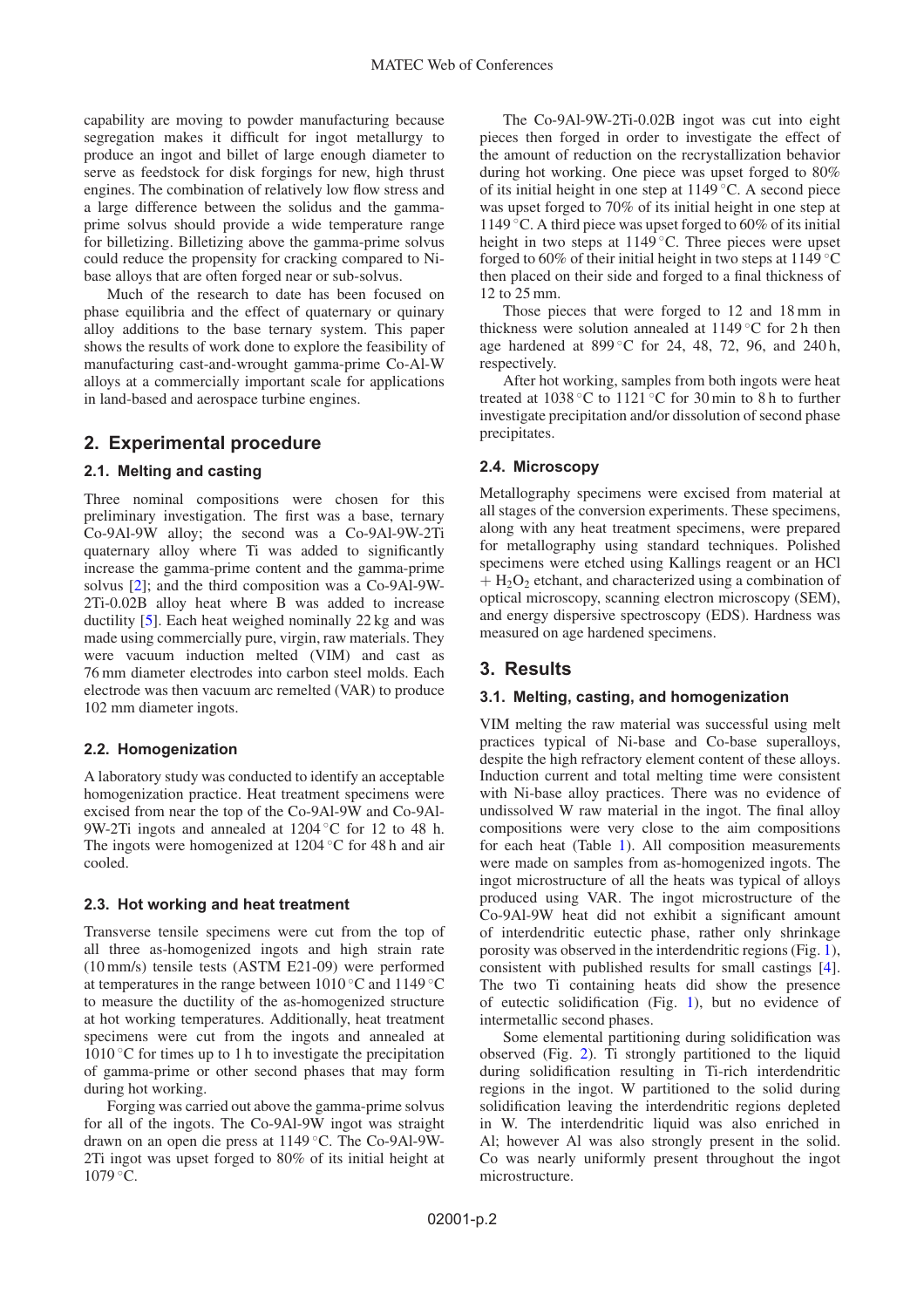capability are moving to powder manufacturing because segregation makes it difficult for ingot metallurgy to produce an ingot and billet of large enough diameter to serve as feedstock for disk forgings for new, high thrust engines. The combination of relatively low flow stress and a large difference between the solidus and the gamma-prime solvus should provide a wide temperature range for billetizing. Billetizing above the gamma-prime solvus could reduce the propensity for cracking compared to Ni-base alloys that are often forged near or sub-solvus.

Much of the research to date has been focused on phase equilibria and the effect of quaternary or quinary alloy additions to the base ternary system. This paper shows the results of work done to explore the feasibility of manufacturing cast-and-wrought gamma-prime Co-Al-W alloys at a commercially important scale for applications in land-based and aerospace turbine engines.

## 2. Experimental procedure

### 2.1. Melting and casting

Three nominal compositions were chosen for this preliminary investigation. The first was a base, ternary Co-9Al-9W alloy; the second was a Co-9Al-9W-2Ti quaternary alloy where Ti was added to significantly increase the gamma-prime content and the gamma-prime solvus [2]; and the third composition was a Co-9Al-9W-2Ti-0.02B alloy heat where B was added to increase ductility [5]. Each heat weighed nominally 22 kg and was made using commercially pure, virgin, raw materials. They were vacuum induction melted (VIM) and cast as 76 mm diameter electrodes into carbon steel molds. Each electrode was then vacuum arc remelted (VAR) to produce 102 mm diameter ingots.

### 2.2. Homogenization

A laboratory study was conducted to identify an acceptable homogenization practice. Heat treatment specimens were excised from near the top of the Co-9Al-9W and Co-9Al-9W-2Ti ingots and annealed at 1204 °C for 12 to 48 h. The ingots were homogenized at 1204 °C for 48 h and air cooled.

### 2.3. Hot working and heat treatment

Transverse tensile specimens were cut from the top of all three as-homogenized ingots and high strain rate (10 mm/s) tensile tests (ASTM E21-09) were performed at temperatures in the range between 1010 °C and 1149 °C to measure the ductility of the as-homogenized structure at hot working temperatures. Additionally, heat treatment specimens were cut from the ingots and annealed at 1010 °C for times up to 1 h to investigate the precipitation of gamma-prime or other second phases that may form during hot working.

Forging was carried out above the gamma-prime solvus for all of the ingots. The Co-9Al-9W ingot was straight drawn on an open die press at 1149 °C. The Co-9Al-9W-2Ti ingot was upset forged to 80% of its initial height at 1079 °C.

The Co-9Al-9W-2Ti-0.02B ingot was cut into eight pieces then forged in order to investigate the effect of the amount of reduction on the recrystallization behavior during hot working. One piece was upset forged to 80% of its initial height in one step at 1149 °C. A second piece was upset forged to 70% of its initial height in one step at 1149 °C. A third piece was upset forged to 60% of its initial height in two steps at 1149 °C. Three pieces were upset forged to 60% of their initial height in two steps at 1149 °C then placed on their side and forged to a final thickness of 12 to 25 mm.

Those pieces that were forged to 12 and 18 mm in thickness were solution annealed at 1149 °C for 2 h then age hardened at 899 °C for 24, 48, 72, 96, and 240 h, respectively.

After hot working, samples from both ingots were heat treated at 1038 °C to 1121 °C for 30 min to 8 h to further investigate precipitation and/or dissolution of second phase precipitates.

### 2.4. Microscopy

Metallography specimens were excised from material at all stages of the conversion experiments. These specimens, along with any heat treatment specimens, were prepared for metallography using standard techniques. Polished specimens were etched using Kallings reagent or an HCl + $H_2O_2$ etchant, and characterized using a combination of optical microscopy, scanning electron microscopy (SEM), and energy dispersive spectroscopy (EDS). Hardness was measured on age hardened specimens.

## 3. Results

### 3.1. Melting, casting, and homogenization

VIM melting the raw material was successful using melt practices typical of Ni-base and Co-base superalloys, despite the high refractory element content of these alloys. Induction current and total melting time were consistent with Ni-base alloy practices. There was no evidence of undissolved W raw material in the ingot. The final alloy compositions were very close to the aim compositions for each heat (Table 1). All composition measurements were made on samples from as-homogenized ingots. The ingot microstructure of all the heats was typical of alloys produced using VAR. The ingot microstructure of the Co-9Al-9W heat did not exhibit a significant amount of interdendritic eutectic phase, rather only shrinkage porosity was observed in the interdendritic regions (Fig. 1), consistent with published results for small castings [4]. The two Ti containing heats did show the presence of eutectic solidification (Fig. 1), but no evidence of intermetallic second phases.

Some elemental partitioning during solidification was observed (Fig. 2). Ti strongly partitioned to the liquid during solidification resulting in Ti-rich interdendritic regions in the ingot. W partitioned to the solid during solidification leaving the interdendritic regions depleted in W. The interdendritic liquid was also enriched in Al; however Al was also strongly present in the solid. Co was nearly uniformly present throughout the ingot microstructure.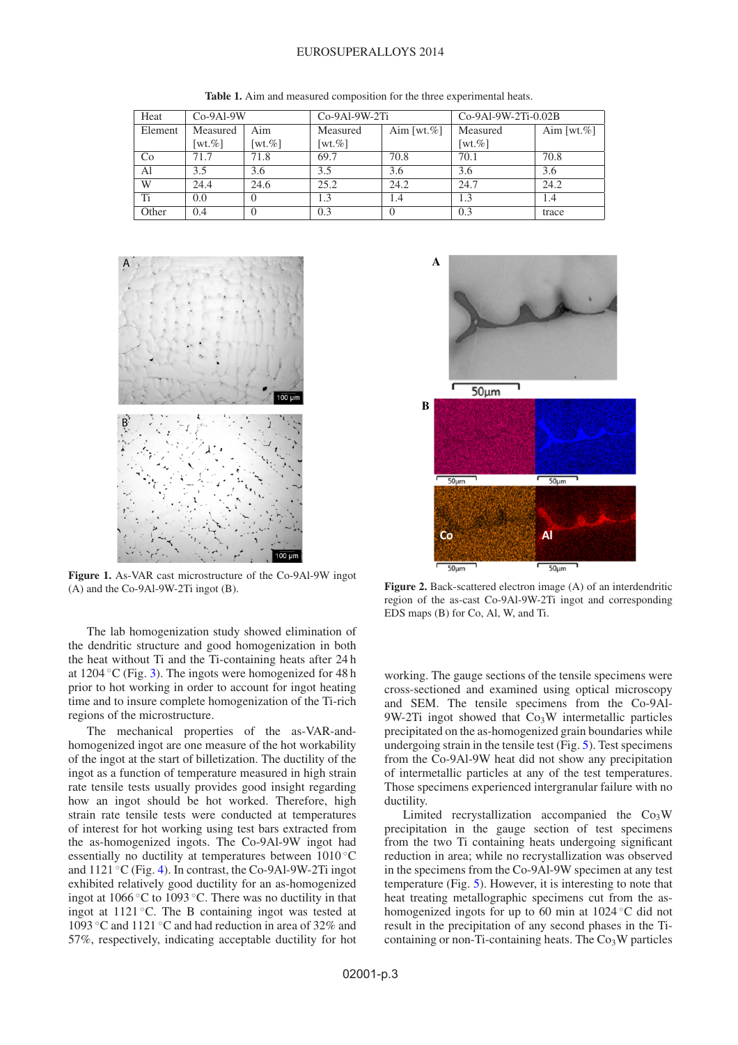**Table 1.** Aim and measured composition for the three experimental heats.

| Heat | Co-9Al-9W | | Co-9Al-9W-2Ti | | Co-9Al-9W-2Ti-0.02B | |
|---|---|---|---|---|---|---|
| Element | Measured [wt.%] | Aim [wt.%] | Measured [wt.%] | Aim [wt.%] | Measured [wt.%] | Aim [wt.%] |
| Co | 71.7 | 71.8 | 69.7 | 70.8 | 70.1 | 70.8 |
| Al | 3.5 | 3.6 | 3.5 | 3.6 | 3.6 | 3.6 |
| W | 24.4 | 24.6 | 25.2 | 24.2 | 24.7 | 24.2 |
| Ti | 0.0 | 0 | 1.3 | 1.4 | 1.3 | 1.4 |
| Other | 0.4 | 0 | 0.3 | 0 | 0.3 | trace |

**Figure 1.** As-VAR cast microstructure of the Co-9Al-9W ingot (A) and the Co-9Al-9W-2Ti ingot (B).

**Figure 2.** Back-scattered electron image (A) of an interdendritic region of the as-cast Co-9Al-9W-2Ti ingot and corresponding EDS maps (B) for Co, Al, W, and Ti.

The lab homogenization study showed elimination of the dendritic structure and good homogenization in both the heat without Ti and the Ti-containing heats after 24 h at 1204 °C (Fig. 3). The ingots were homogenized for 48 h prior to hot working in order to account for ingot heating time and to insure complete homogenization of the Ti-rich regions of the microstructure.

The mechanical properties of the as-VAR-and-homogenized ingot are one measure of the hot workability of the ingot at the start of billetization. The ductility of the ingot as a function of temperature measured in high strain rate tensile tests usually provides good insight regarding how an ingot should be hot worked. Therefore, high strain rate tensile tests were conducted at temperatures of interest for hot working using test bars extracted from the as-homogenized ingots. The Co-9Al-9W ingot had essentially no ductility at temperatures between 1010 °C and 1121 °C (Fig. 4). In contrast, the Co-9Al-9W-2Ti ingot exhibited relatively good ductility for an as-homogenized ingot at 1066 °C to 1093 °C. There was no ductility in that ingot at 1121 °C. The B containing ingot was tested at 1093 °C and 1121 °C and had reduction in area of 32% and 57%, respectively, indicating acceptable ductility for hot working. The gauge sections of the tensile specimens were cross-sectioned and examined using optical microscopy and SEM. The tensile specimens from the Co-9Al-9W-2Ti ingot showed that $Co_3W$ intermetallic particles precipitated on the as-homogenized grain boundaries while undergoing strain in the tensile test (Fig. 5). Test specimens from the Co-9Al-9W heat did not show any precipitation of intermetallic particles at any of the test temperatures. Those specimens experienced intergranular failure with no ductility.

Limited recrystallization accompanied the $Co_3W$ precipitation in the gauge section of test specimens from the two Ti containing heats undergoing significant reduction in area; while no recrystallization was observed in the specimens from the Co-9Al-9W specimen at any test temperature (Fig. 5). However, it is interesting to note that heat treating metallographic specimens cut from the as-homogenized ingots for up to 60 min at 1024 °C did not result in the precipitation of any second phases in the Ti-containing or non-Ti-containing heats. The $Co_3W$ particles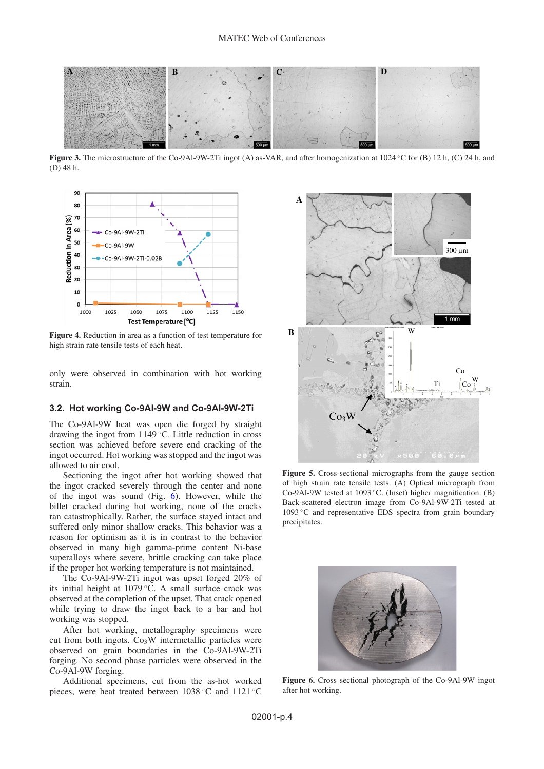**Figure 3.** The microstructure of the Co-9Al-9W-2Ti ingot (A) as-VAR, and after homogenization at 1024 °C for (B) 12 h, (C) 24 h, and (D) 48 h.

**Figure 4.** Reduction in area as a function of test temperature for high strain rate tensile tests of each heat.

only were observed in combination with hot working strain.

### 3.2. Hot working Co-9Al-9W and Co-9Al-9W-2Ti

The Co-9Al-9W heat was open die forged by straight drawing the ingot from 1149 °C. Little reduction in cross section was achieved before severe end cracking of the ingot occurred. Hot working was stopped and the ingot was allowed to air cool.

Sectioning the ingot after hot working showed that the ingot cracked severely through the center and none of the ingot was sound (Fig. 6). However, while the billet cracked during hot working, none of the cracks ran catastrophically. Rather, the surface stayed intact and suffered only minor shallow cracks. This behavior was a reason for optimism as it is in contrast to the behavior observed in many high gamma-prime content Ni-base superalloys where severe, brittle cracking can take place if the proper hot working temperature is not maintained.

The Co-9Al-9W-2Ti ingot was upset forged 20% of its initial height at 1079 °C. A small surface crack was observed at the completion of the upset. That crack opened while trying to draw the ingot back to a bar and hot working was stopped.

After hot working, metallography specimens were cut from both ingots. $Co_3W$ intermetallic particles were observed on grain boundaries in the Co-9Al-9W-2Ti forging. No second phase particles were observed in the Co-9Al-9W forging.

Additional specimens, cut from the as-hot worked pieces, were heat treated between 1038 °C and 1121 °C

**Figure 5.** Cross-sectional micrographs from the gauge section of high strain rate tensile tests. (A) Optical micrograph from Co-9Al-9W tested at 1093 °C. (Inset) higher magnification. (B) Back-scattered electron image from Co-9Al-9W-2Ti tested at 1093 °C and representative EDS spectra from grain boundary precipitates.

**Figure 6.** Cross sectional photograph of the Co-9Al-9W ingot after hot working.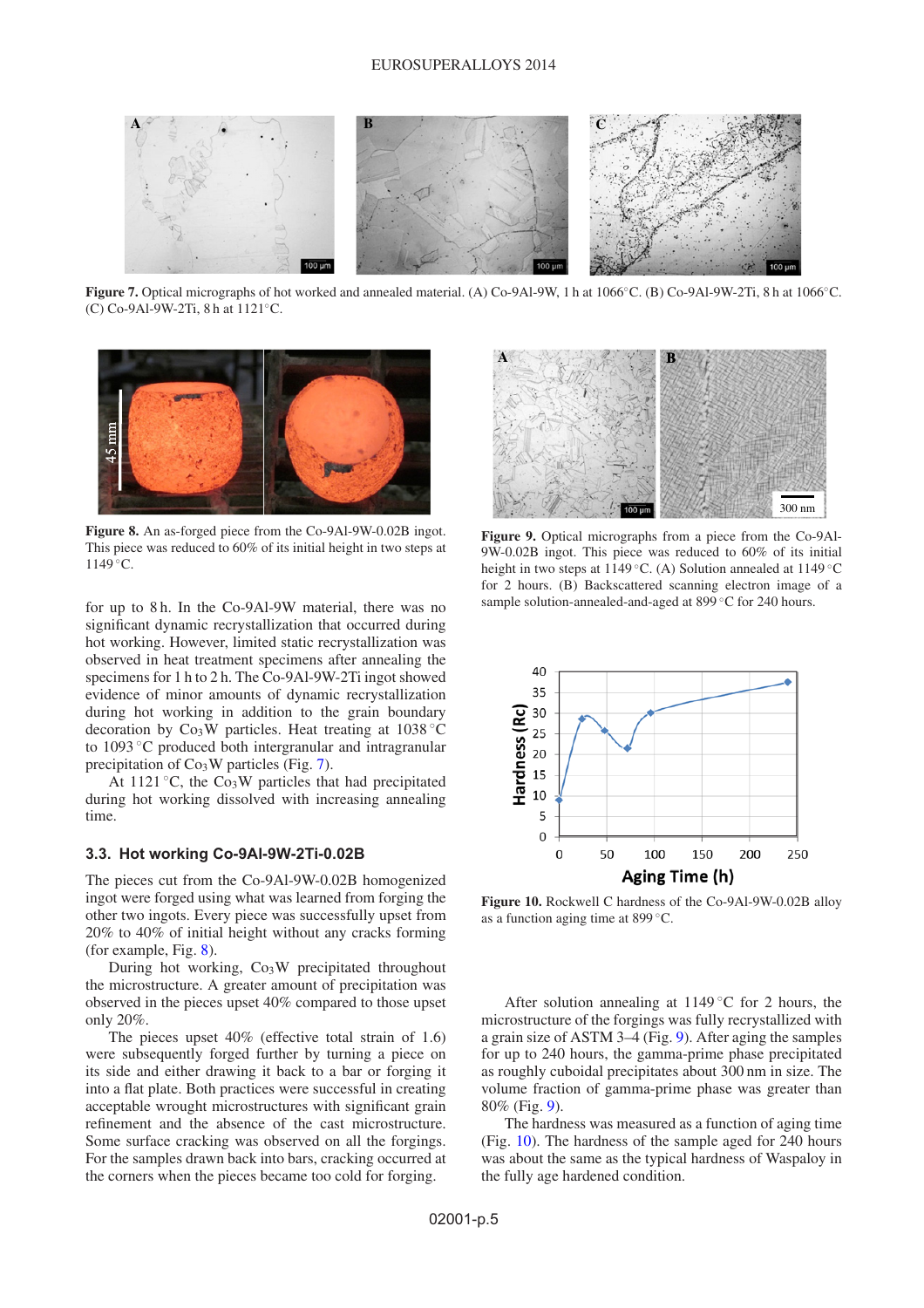**Figure 7.** Optical micrographs of hot worked and annealed material. (A) Co-9Al-9W, 1 h at 1066°C. (B) Co-9Al-9W-2Ti, 8 h at 1066°C. (C) Co-9Al-9W-2Ti, 8 h at 1121°C.

**Figure 8.** An as-forged piece from the Co-9Al-9W-0.02B ingot. This piece was reduced to 60% of its initial height in two steps at 1149 °C.

for up to 8 h. In the Co-9Al-9W material, there was no significant dynamic recrystallization that occurred during hot working. However, limited static recrystallization was observed in heat treatment specimens after annealing the specimens for 1 h to 2 h. The Co-9Al-9W-2Ti ingot showed evidence of minor amounts of dynamic recrystallization during hot working in addition to the grain boundary decoration by $Co_3W$ particles. Heat treating at 1038 °C to 1093 °C produced both intergranular and intragranular precipitation of $Co_3W$ particles (Fig. 7).

At 1121 °C, the $Co_3W$ particles that had precipitated during hot working dissolved with increasing annealing time.

### 3.3. Hot working Co-9Al-9W-2Ti-0.02B

The pieces cut from the Co-9Al-9W-0.02B homogenized ingot were forged using what was learned from forging the other two ingots. Every piece was successfully upset from 20% to 40% of initial height without any cracks forming (for example, Fig. 8).

During hot working, $Co_3W$ precipitated throughout the microstructure. A greater amount of precipitation was observed in the pieces upset 40% compared to those upset only 20%.

The pieces upset 40% (effective total strain of 1.6) were subsequently forged further by turning a piece on its side and either drawing it back to a bar or forging it into a flat plate. Both practices were successful in creating acceptable wrought microstructures with significant grain refinement and the absence of the cast microstructure. Some surface cracking was observed on all the forgings. For the samples drawn back into bars, cracking occurred at the corners when the pieces became too cold for forging.

**Figure 9.** Optical micrographs from a piece from the Co-9Al-9W-0.02B ingot. This piece was reduced to 60% of initial height in two steps at 1149 °C. (A) Solution annealed at 1149 °C for 2 hours. (B) Backscattered scanning electron image of a sample solution-annealed-and-aged at 899 °C for 240 hours.

**Figure 10.** Rockwell C hardness of the Co-9Al-9W-0.02B alloy as a function aging time at 899 °C.

After solution annealing at 1149 °C for 2 hours, the microstructure of the forgings was fully recrystallized with a grain size of ASTM 3–4 (Fig. 9). After aging the samples for up to 240 hours, the gamma-prime phase precipitated as roughly cuboidal precipitates about 300 nm in size. The volume fraction of gamma-prime phase was greater than 80% (Fig. 9).

The hardness was measured as a function of aging time (Fig. 10). The hardness of the sample aged for 240 hours was about the same as the typical hardness of Waspaloy in the fully age hardened condition.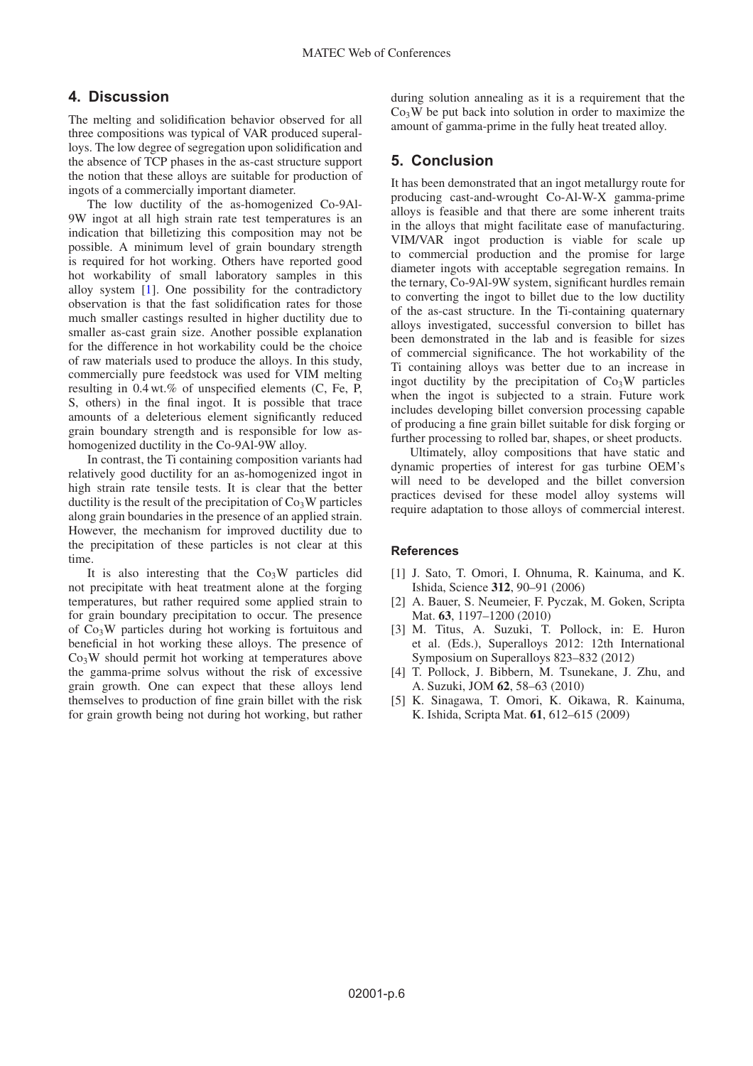## 4. Discussion

The melting and solidification behavior observed for all three compositions was typical of VAR produced superalloys. The low degree of segregation upon solidification and the absence of TCP phases in the as-cast structure support the notion that these alloys are suitable for production of ingots of a commercially important diameter.

The low ductility of the as-homogenized Co-9Al-9W ingot at all high strain rate test temperatures is an indication that billetizing this composition may not be possible. A minimum level of grain boundary strength is required for hot working. Others have reported good hot workability of small laboratory samples in this alloy system [1]. One possibility for the contradictory observation is that the fast solidification rates for those much smaller castings resulted in higher ductility due to smaller as-cast grain size. Another possible explanation for the difference in hot workability could be the choice of raw materials used to produce the alloys. In this study, commercially pure feedstock was used for VIM melting resulting in 0.4 wt.% of unspecified elements (C, Fe, P, S, others) in the final ingot. It is possible that trace amounts of a deleterious element significantly reduced grain boundary strength and is responsible for low as-homogenized ductility in the Co-9Al-9W alloy.

In contrast, the Ti containing composition variants had relatively good ductility for an as-homogenized ingot in high strain rate tensile tests. It is clear that the better ductility is the result of the precipitation of $Co_3W$ particles along grain boundaries in the presence of an applied strain. However, the mechanism for improved ductility due to the precipitation of these particles is not clear at this time.

It is also interesting that the $Co_3W$ particles did not precipitate with heat treatment alone at the forging temperatures, but rather required some applied strain to for grain boundary precipitation to occur. The presence of $Co_3W$ particles during hot working is fortuitous and beneficial in hot working these alloys. The presence of $Co_3W$ should permit hot working at temperatures above the gamma-prime solvus without the risk of excessive grain growth. One can expect that these alloys lend themselves to production of fine grain billet with the risk for grain growth being not during hot working, but rather during solution annealing as it is a requirement that the $Co_3W$ be put back into solution in order to maximize the amount of gamma-prime in the fully heat treated alloy.

## 5. Conclusion

It has been demonstrated that an ingot metallurgy route for producing cast-and-wrought Co-Al-W-X gamma-prime alloys is feasible and that there are some inherent traits in the alloys that might facilitate ease of manufacturing. VIM/VAR ingot production is viable for scale up to commercial production and the promise for large diameter ingots with acceptable segregation remains. In the ternary, Co-9Al-9W system, significant hurdles remain to converting the ingot to billet due to the low ductility of the as-cast structure. In the Ti-containing quaternary alloys investigated, successful conversion to billet has been demonstrated in the lab and is feasible for sizes of commercial significance. The hot workability of the Ti containing alloys was better due to an increase in ingot ductility by the precipitation of $Co_3W$ particles when the ingot is subjected to a strain. Future work includes developing billet conversion processing capable of producing a fine grain billet suitable for disk forging or further processing to rolled bar, shapes, or sheet products.

Ultimately, alloy compositions that have static and dynamic properties of interest for gas turbine OEM's will need to be developed and the billet conversion practices devised for these model alloy systems will require adaptation to those alloys of commercial interest.

### References

[1] J. Sato, T. Omori, I. Ohnuma, R. Kainuma, and K. Ishida, Science **312**, 90–91 (2006)

[2] A. Bauer, S. Neumeier, F. Pyczak, M. Goken, Scripta Mat. **63**, 1197–1200 (2010)

[3] M. Titus, A. Suzuki, T. Pollock, in: E. Huron et al. (Eds.), Superalloys 2012: 12th International Symposium on Superalloys 823–832 (2012)

[4] T. Pollock, J. Bibbern, M. Tsunekane, J. Zhu, and A. Suzuki, JOM **62**, 58–63 (2010)

[5] K. Sinagawa, T. Omori, K. Oikawa, R. Kainuma, K. Ishida, Scripta Mat. **61**, 612–615 (2009)